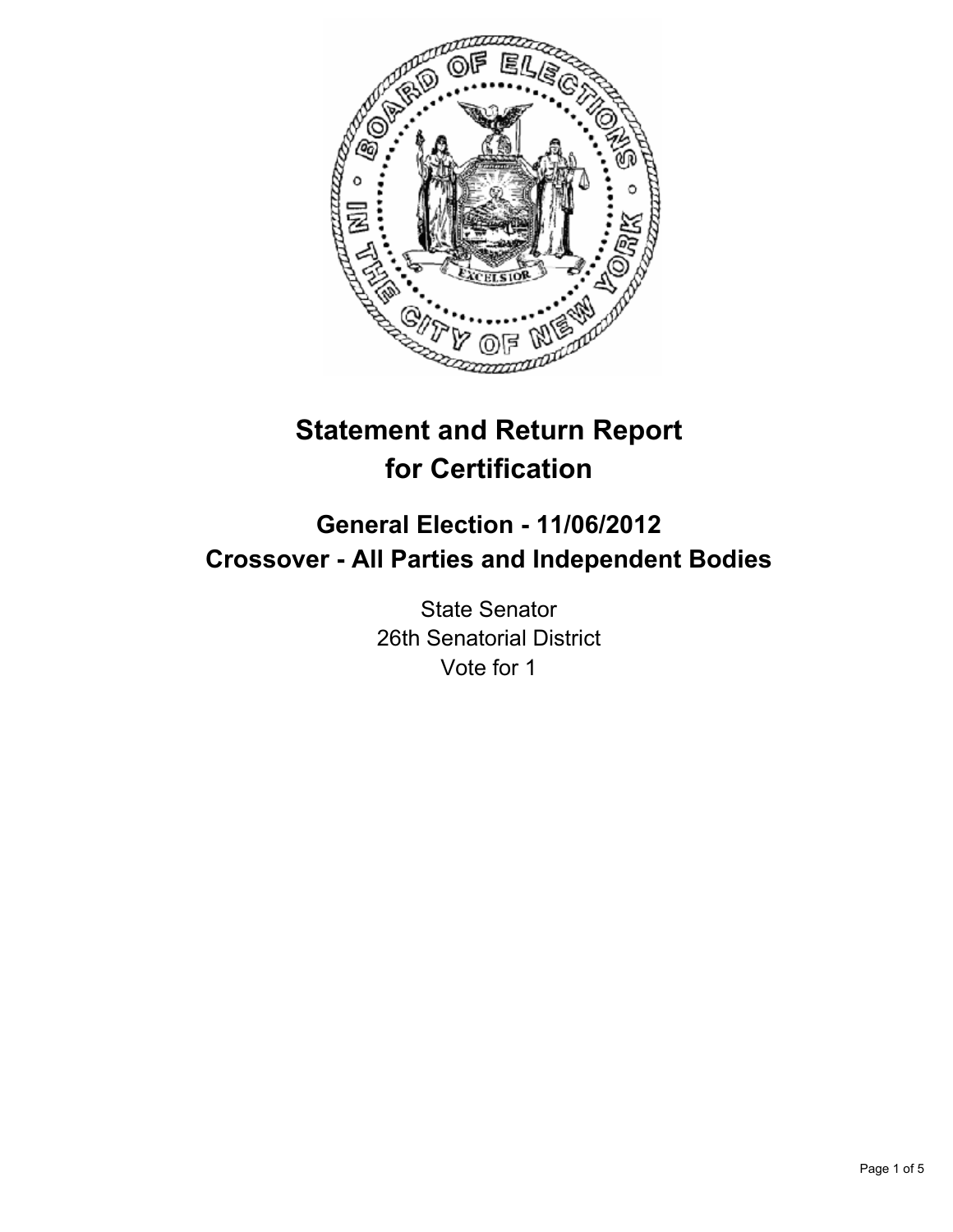# Statement and Return Report for Certification

## General Election - 11/06/2012
## Crossover - All Parties and Independent Bodies

State Senator
26th Senatorial District
Vote for 1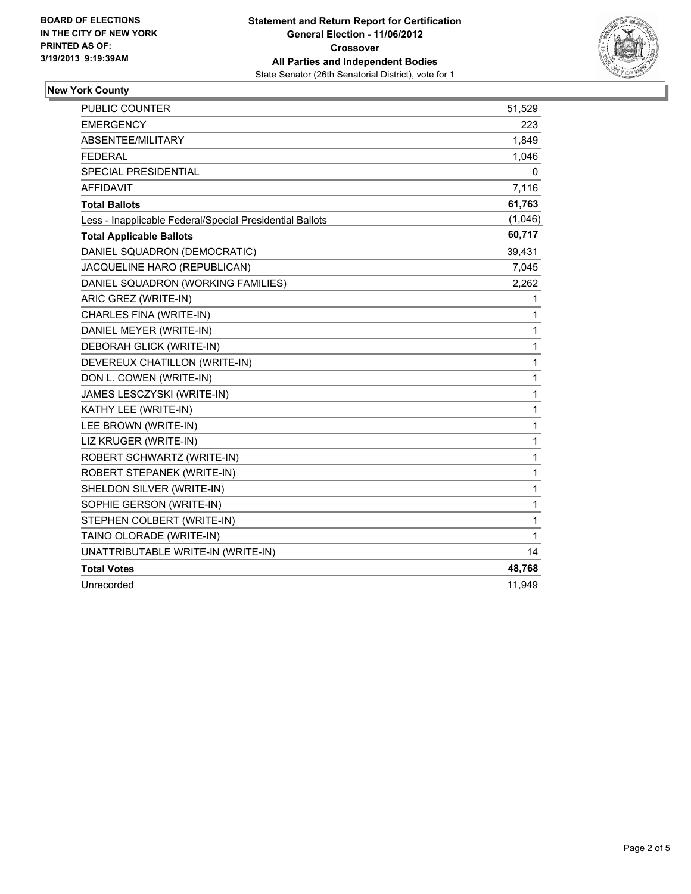**BOARD OF ELECTIONS IN THE CITY OF NEW YORK PRINTED AS OF: 3/19/2013 9:19:39AM**

**Statement and Return Report for Certification**
**General Election - 11/06/2012**
**Crossover**
**All Parties and Independent Bodies**
State Senator (26th Senatorial District), vote for 1

## New York County

| | |
|---|---|
| PUBLIC COUNTER | 51,529 |
| EMERGENCY | 223 |
| ABSENTEE/MILITARY | 1,849 |
| FEDERAL | 1,046 |
| SPECIAL PRESIDENTIAL | 0 |
| AFFIDAVIT | 7,116 |
| **Total Ballots** | **61,763** |
| Less - Inapplicable Federal/Special Presidential Ballots | (1,046) |
| **Total Applicable Ballots** | **60,717** |
| DANIEL SQUADRON (DEMOCRATIC) | 39,431 |
| JACQUELINE HARO (REPUBLICAN) | 7,045 |
| DANIEL SQUADRON (WORKING FAMILIES) | 2,262 |
| ARIC GREZ (WRITE-IN) | 1 |
| CHARLES FINA (WRITE-IN) | 1 |
| DANIEL MEYER (WRITE-IN) | 1 |
| DEBORAH GLICK (WRITE-IN) | 1 |
| DEVEREUX CHATILLON (WRITE-IN) | 1 |
| DON L. COWEN (WRITE-IN) | 1 |
| JAMES LESCZYSKI (WRITE-IN) | 1 |
| KATHY LEE (WRITE-IN) | 1 |
| LEE BROWN (WRITE-IN) | 1 |
| LIZ KRUGER (WRITE-IN) | 1 |
| ROBERT SCHWARTZ (WRITE-IN) | 1 |
| ROBERT STEPANEK (WRITE-IN) | 1 |
| SHELDON SILVER (WRITE-IN) | 1 |
| SOPHIE GERSON (WRITE-IN) | 1 |
| STEPHEN COLBERT (WRITE-IN) | 1 |
| TAINO OLORADE (WRITE-IN) | 1 |
| UNATTRIBUTABLE WRITE-IN (WRITE-IN) | 14 |
| **Total Votes** | **48,768** |
| Unrecorded | 11,949 |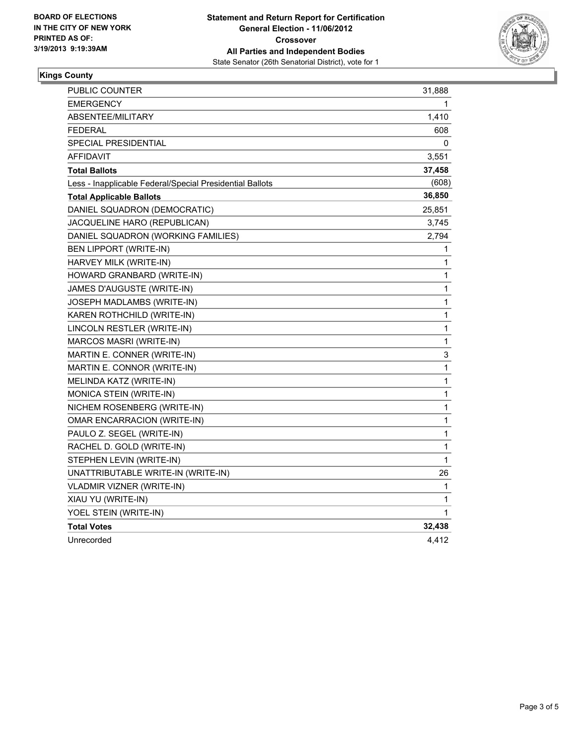**BOARD OF ELECTIONS IN THE CITY OF NEW YORK PRINTED AS OF: 3/19/2013 9:19:39AM**

**Statement and Return Report for Certification**
**General Election - 11/06/2012**
**Crossover**
**All Parties and Independent Bodies**
State Senator (26th Senatorial District), vote for 1

## Kings County

| | |
|---|---|
| PUBLIC COUNTER | 31,888 |
| EMERGENCY | 1 |
| ABSENTEE/MILITARY | 1,410 |
| FEDERAL | 608 |
| SPECIAL PRESIDENTIAL | 0 |
| AFFIDAVIT | 3,551 |
| **Total Ballots** | **37,458** |
| Less - Inapplicable Federal/Special Presidential Ballots | (608) |
| **Total Applicable Ballots** | **36,850** |
| DANIEL SQUADRON (DEMOCRATIC) | 25,851 |
| JACQUELINE HARO (REPUBLICAN) | 3,745 |
| DANIEL SQUADRON (WORKING FAMILIES) | 2,794 |
| BEN LIPPORT (WRITE-IN) | 1 |
| HARVEY MILK (WRITE-IN) | 1 |
| HOWARD GRANBARD (WRITE-IN) | 1 |
| JAMES D'AUGUSTE (WRITE-IN) | 1 |
| JOSEPH MADLAMBS (WRITE-IN) | 1 |
| KAREN ROTHCHILD (WRITE-IN) | 1 |
| LINCOLN RESTLER (WRITE-IN) | 1 |
| MARCOS MASRI (WRITE-IN) | 1 |
| MARTIN E. CONNER (WRITE-IN) | 3 |
| MARTIN E. CONNOR (WRITE-IN) | 1 |
| MELINDA KATZ (WRITE-IN) | 1 |
| MONICA STEIN (WRITE-IN) | 1 |
| NICHEM ROSENBERG (WRITE-IN) | 1 |
| OMAR ENCARRACION (WRITE-IN) | 1 |
| PAULO Z. SEGEL (WRITE-IN) | 1 |
| RACHEL D. GOLD (WRITE-IN) | 1 |
| STEPHEN LEVIN (WRITE-IN) | 1 |
| UNATTRIBUTABLE WRITE-IN (WRITE-IN) | 26 |
| VLADMIR VIZNER (WRITE-IN) | 1 |
| XIAU YU (WRITE-IN) | 1 |
| YOEL STEIN (WRITE-IN) | 1 |
| **Total Votes** | **32,438** |
| Unrecorded | 4,412 |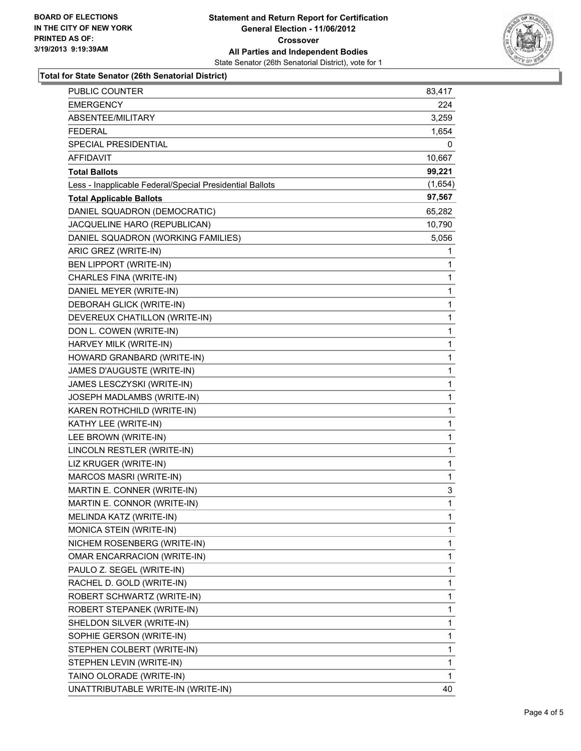**BOARD OF ELECTIONS IN THE CITY OF NEW YORK PRINTED AS OF: 3/19/2013 9:19:39AM**

**Statement and Return Report for Certification**
**General Election - 11/06/2012**
**Crossover**
**All Parties and Independent Bodies**
State Senator (26th Senatorial District), vote for 1

**Total for State Senator (26th Senatorial District)**

| | |
|---|---|
| PUBLIC COUNTER | 83,417 |
| EMERGENCY | 224 |
| ABSENTEE/MILITARY | 3,259 |
| FEDERAL | 1,654 |
| SPECIAL PRESIDENTIAL | 0 |
| AFFIDAVIT | 10,667 |
| **Total Ballots** | **99,221** |
| Less - Inapplicable Federal/Special Presidential Ballots | (1,654) |
| **Total Applicable Ballots** | **97,567** |
| DANIEL SQUADRON (DEMOCRATIC) | 65,282 |
| JACQUELINE HARO (REPUBLICAN) | 10,790 |
| DANIEL SQUADRON (WORKING FAMILIES) | 5,056 |
| ARIC GREZ (WRITE-IN) | 1 |
| BEN LIPPORT (WRITE-IN) | 1 |
| CHARLES FINA (WRITE-IN) | 1 |
| DANIEL MEYER (WRITE-IN) | 1 |
| DEBORAH GLICK (WRITE-IN) | 1 |
| DEVEREUX CHATILLON (WRITE-IN) | 1 |
| DON L. COWEN (WRITE-IN) | 1 |
| HARVEY MILK (WRITE-IN) | 1 |
| HOWARD GRANBARD (WRITE-IN) | 1 |
| JAMES D'AUGUSTE (WRITE-IN) | 1 |
| JAMES LESCZYSKI (WRITE-IN) | 1 |
| JOSEPH MADLAMBS (WRITE-IN) | 1 |
| KAREN ROTHCHILD (WRITE-IN) | 1 |
| KATHY LEE (WRITE-IN) | 1 |
| LEE BROWN (WRITE-IN) | 1 |
| LINCOLN RESTLER (WRITE-IN) | 1 |
| LIZ KRUGER (WRITE-IN) | 1 |
| MARCOS MASRI (WRITE-IN) | 1 |
| MARTIN E. CONNER (WRITE-IN) | 3 |
| MARTIN E. CONNOR (WRITE-IN) | 1 |
| MELINDA KATZ (WRITE-IN) | 1 |
| MONICA STEIN (WRITE-IN) | 1 |
| NICHEM ROSENBERG (WRITE-IN) | 1 |
| OMAR ENCARRACION (WRITE-IN) | 1 |
| PAULO Z. SEGEL (WRITE-IN) | 1 |
| RACHEL D. GOLD (WRITE-IN) | 1 |
| ROBERT SCHWARTZ (WRITE-IN) | 1 |
| ROBERT STEPANEK (WRITE-IN) | 1 |
| SHELDON SILVER (WRITE-IN) | 1 |
| SOPHIE GERSON (WRITE-IN) | 1 |
| STEPHEN COLBERT (WRITE-IN) | 1 |
| STEPHEN LEVIN (WRITE-IN) | 1 |
| TAINO OLORADE (WRITE-IN) | 1 |
| UNATTRIBUTABLE WRITE-IN (WRITE-IN) | 40 |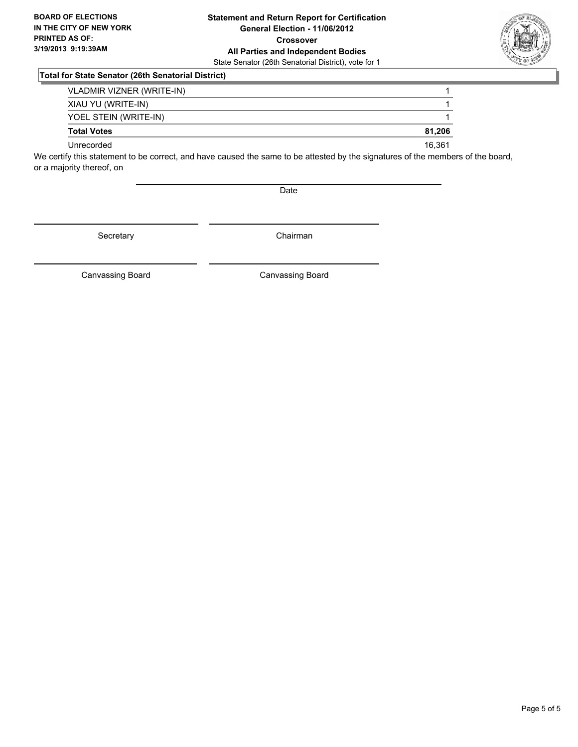**BOARD OF ELECTIONS IN THE CITY OF NEW YORK PRINTED AS OF: 3/19/2013 9:19:39AM**

**Statement and Return Report for Certification General Election - 11/06/2012 Crossover All Parties and Independent Bodies**

State Senator (26th Senatorial District), vote for 1

### Total for State Senator (26th Senatorial District)

| | |
|---|---|
| VLADMIR VIZNER (WRITE-IN) | 1 |
| XIAU YU (WRITE-IN) | 1 |
| YOEL STEIN (WRITE-IN) | 1 |
| **Total Votes** | **81,206** |
| Unrecorded | 16,361 |

We certify this statement to be correct, and have caused the same to be attested by the signatures of the members of the board, or a majority thereof, on

Date

Secretary

Chairman

Canvassing Board

Canvassing Board